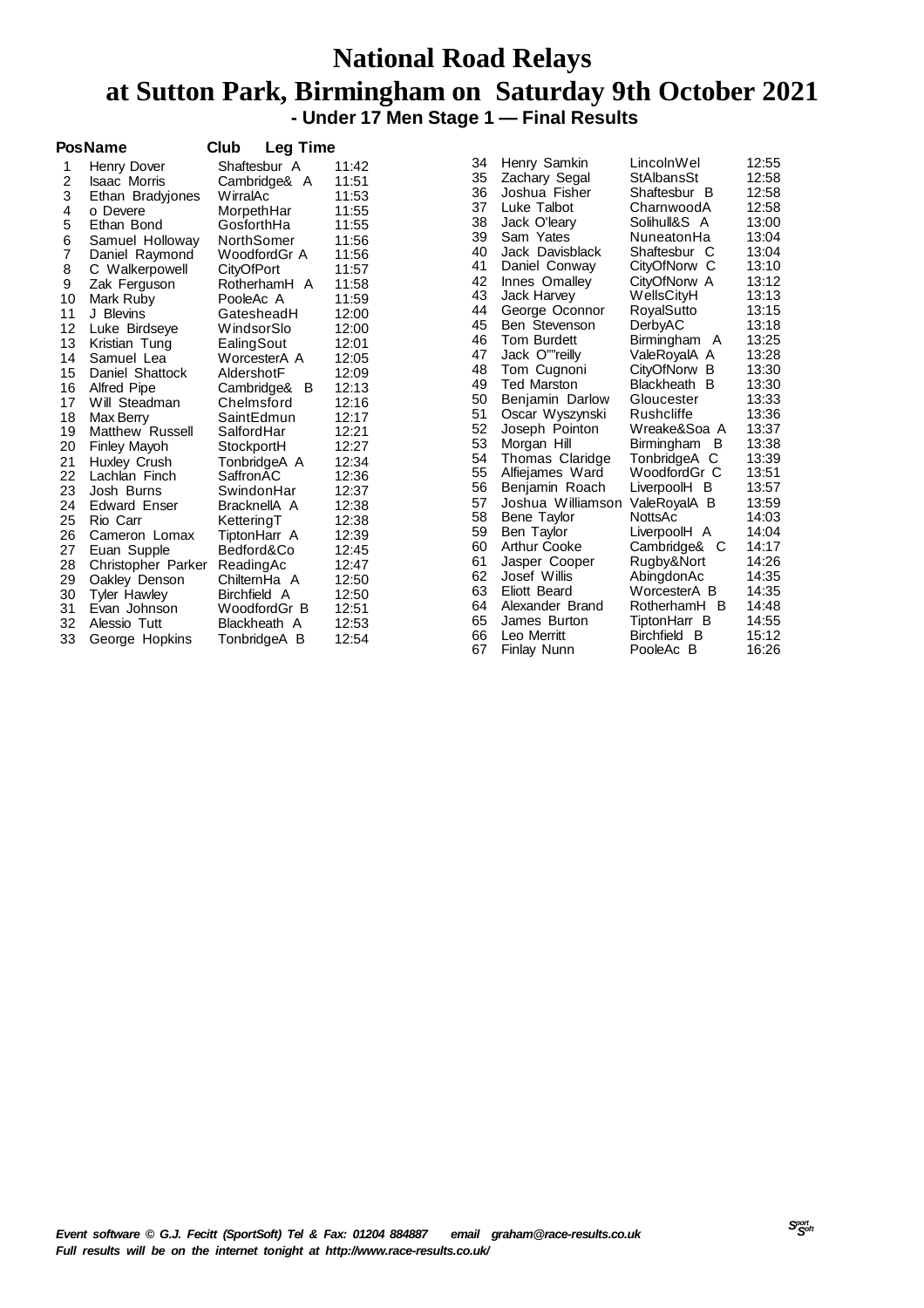# National Road Relays

# at Sutton Park, Birmingham on Saturday 9th October 2021

### - Under 17 Men Stage 1 — Final Results

| Pos | Name | Club | Leg Time |
|---|---|---|---|
| 1 | Henry Dover | Shaftesbur A | 11:42 |
| 2 | Isaac Morris | Cambridge& A | 11:51 |
| 3 | Ethan Bradyjones | WirralAc | 11:53 |
| 4 | o Devere | MorpethHar | 11:55 |
| 5 | Ethan Bond | GosforthHa | 11:55 |
| 6 | Samuel Holloway | NorthSomer | 11:56 |
| 7 | Daniel Raymond | WoodfordGr A | 11:56 |
| 8 | C Walkerpowell | CityOfPort | 11:57 |
| 9 | Zak Ferguson | RotherhamH A | 11:58 |
| 10 | Mark Ruby | PooleAc A | 11:59 |
| 11 | J Blevins | GatesheadH | 12:00 |
| 12 | Luke Birdseye | WindsorSlo | 12:00 |
| 13 | Kristian Tung | EalingSout | 12:01 |
| 14 | Samuel Lea | WorcesterA A | 12:05 |
| 15 | Daniel Shattock | AldershotF | 12:09 |
| 16 | Alfred Pipe | Cambridge& B | 12:13 |
| 17 | Will Steadman | Chelmsford | 12:16 |
| 18 | Max Berry | SaintEdmun | 12:17 |
| 19 | Matthew Russell | SalfordHar | 12:21 |
| 20 | Finley Mayoh | StockportH | 12:27 |
| 21 | Huxley Crush | TonbridgeA A | 12:34 |
| 22 | Lachlan Finch | SaffronAC | 12:36 |
| 23 | Josh Burns | SwindonHar | 12:37 |
| 24 | Edward Enser | BracknellA A | 12:38 |
| 25 | Rio Carr | KetteringT | 12:38 |
| 26 | Cameron Lomax | TiptonHarr A | 12:39 |
| 27 | Euan Supple | Bedford&Co | 12:45 |
| 28 | Christopher Parker | ReadingAc | 12:47 |
| 29 | Oakley Denson | ChilternHa A | 12:50 |
| 30 | Tyler Hawley | Birchfield A | 12:50 |
| 31 | Evan Johnson | WoodfordGr B | 12:51 |
| 32 | Alessio Tutt | Blackheath A | 12:53 |
| 33 | George Hopkins | TonbridgeA B | 12:54 |
| 34 | Henry Samkin | LincolnWel | 12:55 |
| 35 | Zachary Segal | StAlbansSt | 12:58 |
| 36 | Joshua Fisher | Shaftesbur B | 12:58 |
| 37 | Luke Talbot | CharnwoodA | 12:58 |
| 38 | Jack O'leary | Solihull&S A | 13:00 |
| 39 | Sam Yates | NuneatonHa | 13:04 |
| 40 | Jack Davisblack | Shaftesbur C | 13:04 |
| 41 | Daniel Conway | CityOfNorw C | 13:10 |
| 42 | Innes Omalley | CityOfNorw A | 13:12 |
| 43 | Jack Harvey | WellsCityH | 13:13 |
| 44 | George Oconnor | RoyalSutto | 13:15 |
| 45 | Ben Stevenson | DerbyAC | 13:18 |
| 46 | Tom Burdett | Birmingham A | 13:25 |
| 47 | Jack O""reilly | ValeRoyalA A | 13:28 |
| 48 | Tom Cugnoni | CityOfNorw B | 13:30 |
| 49 | Ted Marston | Blackheath B | 13:30 |
| 50 | Benjamin Darlow | Gloucester | 13:33 |
| 51 | Oscar Wyszynski | Rushcliffe | 13:36 |
| 52 | Joseph Pointon | Wreake&Soa A | 13:37 |
| 53 | Morgan Hill | Birmingham B | 13:38 |
| 54 | Thomas Claridge | TonbridgeA C | 13:39 |
| 55 | Alfiejames Ward | WoodfordGr C | 13:51 |
| 56 | Benjamin Roach | LiverpoolH B | 13:57 |
| 57 | Joshua Williamson | ValeRoyalA B | 13:59 |
| 58 | Bene Taylor | NottsAc | 14:03 |
| 59 | Ben Taylor | LiverpoolH A | 14:04 |
| 60 | Arthur Cooke | Cambridge& C | 14:17 |
| 61 | Jasper Cooper | Rugby&Nort | 14:26 |
| 62 | Josef Willis | AbingdonAc | 14:35 |
| 63 | Eliott Beard | WorcesterA B | 14:35 |
| 64 | Alexander Brand | RotherhamH B | 14:48 |
| 65 | James Burton | TiptonHarr B | 14:55 |
| 66 | Leo Merritt | Birchfield B | 15:12 |
| 67 | Finlay Nunn | PooleAc B | 16:26 |

*Event software © G.J. Fecitt (SportSoft) Tel & Fax: 01204 884887 email graham@race-results.co.uk*
*Full results will be on the internet tonight at http://www.race-results.co.uk/*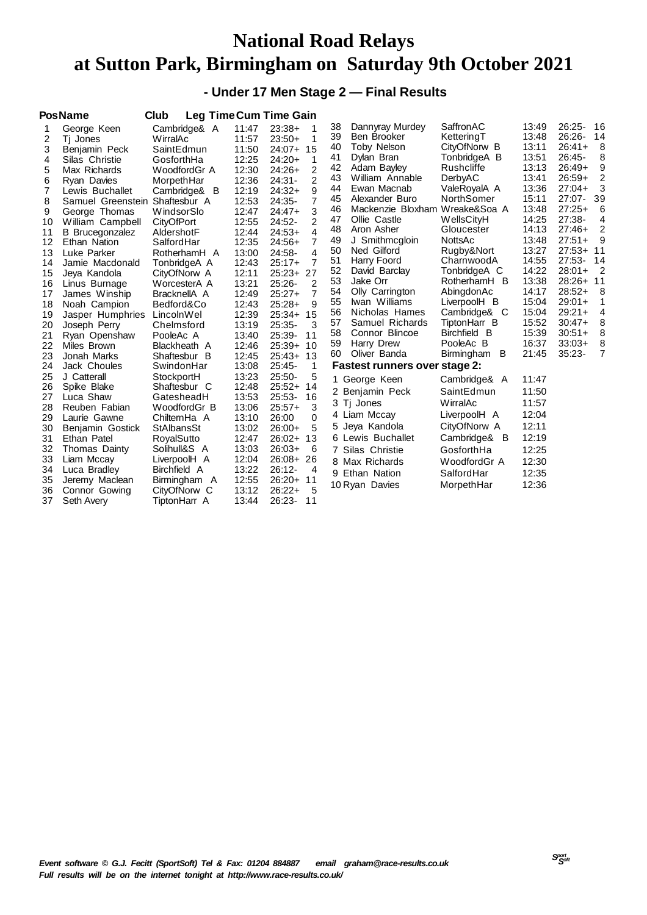# National Road Relays
# at Sutton Park, Birmingham on Saturday 9th October 2021

### - Under 17 Men Stage 2 — Final Results

| Pos | Name | Club | Leg Time | Cum Time | Gain |
|---|---|---|---|---|---|
| 1 | George Keen | Cambridge& A | 11:47 | 23:38+ | 1 |
| 2 | Tj Jones | WirralAc | 11:57 | 23:50+ | 1 |
| 3 | Benjamin Peck | SaintEdmun | 11:50 | 24:07+ | 15 |
| 4 | Silas Christie | GosforthHa | 12:25 | 24:20+ | 1 |
| 5 | Max Richards | WoodfordGr A | 12:30 | 24:26+ | 2 |
| 6 | Ryan Davies | MorpethHar | 12:36 | 24:31- | 2 |
| 7 | Lewis Buchallet | Cambridge& B | 12:19 | 24:32+ | 9 |
| 8 | Samuel Greenstein | Shaftesbur A | 12:53 | 24:35- | 7 |
| 9 | George Thomas | WindsorSlo | 12:47 | 24:47+ | 3 |
| 10 | William Campbell | CityOfPort | 12:55 | 24:52- | 2 |
| 11 | B Brucegonzalez | AldershotF | 12:44 | 24:53+ | 4 |
| 12 | Ethan Nation | SalfordHar | 12:35 | 24:56+ | 7 |
| 13 | Luke Parker | RotherhamH A | 13:00 | 24:58- | 4 |
| 14 | Jamie Macdonald | TonbridgeA A | 12:43 | 25:17+ | 7 |
| 15 | Jeya Kandola | CityOfNorw A | 12:11 | 25:23+ | 27 |
| 16 | Linus Burnage | WorcesterA A | 13:21 | 25:26- | 2 |
| 17 | James Winship | BracknellA A | 12:49 | 25:27+ | 7 |
| 18 | Noah Campion | Bedford&Co | 12:43 | 25:28+ | 9 |
| 19 | Jasper Humphries | LincolnWel | 12:39 | 25:34+ | 15 |
| 20 | Joseph Perry | Chelmsford | 13:19 | 25:35- | 3 |
| 21 | Ryan Openshaw | PooleAc A | 13:40 | 25:39- | 11 |
| 22 | Miles Brown | Blackheath A | 12:46 | 25:39+ | 10 |
| 23 | Jonah Marks | Shaftesbur B | 12:45 | 25:43+ | 13 |
| 24 | Jack Choules | SwindonHar | 13:08 | 25:45- | 1 |
| 25 | J Catterall | StockportH | 13:23 | 25:50- | 5 |
| 26 | Spike Blake | Shaftesbur C | 12:48 | 25:52+ | 14 |
| 27 | Luca Shaw | GatesheadH | 13:53 | 25:53- | 16 |
| 28 | Reuben Fabian | WoodfordGr B | 13:06 | 25:57+ | 3 |
| 29 | Laurie Gawne | ChilternHa A | 13:10 | 26:00 | 0 |
| 30 | Benjamin Gostick | StAlbansSt | 13:02 | 26:00+ | 5 |
| 31 | Ethan Patel | RoyalSutto | 12:47 | 26:02+ | 13 |
| 32 | Thomas Dainty | Solihull&S A | 13:03 | 26:03+ | 6 |
| 33 | Liam Mccay | LiverpoolH A | 12:04 | 26:08+ | 26 |
| 34 | Luca Bradley | Birchfield A | 13:22 | 26:12- | 4 |
| 35 | Jeremy Maclean | Birmingham A | 12:55 | 26:20+ | 11 |
| 36 | Connor Gowing | CityOfNorw C | 13:12 | 26:22+ | 5 |
| 37 | Seth Avery | TiptonHarr A | 13:44 | 26:23- | 11 |
| 38 | Dannyray Murdey | SaffronAC | 13:49 | 26:25- | 16 |
| 39 | Ben Brooker | KetteringT | 13:48 | 26:26- | 14 |
| 40 | Toby Nelson | CityOfNorw B | 13:11 | 26:41+ | 8 |
| 41 | Dylan Bran | TonbridgeA B | 13:51 | 26:45- | 8 |
| 42 | Adam Bayley | Rushcliffe | 13:13 | 26:49+ | 9 |
| 43 | William Annable | DerbyAC | 13:41 | 26:59+ | 2 |
| 44 | Ewan Macnab | ValeRoyalA A | 13:36 | 27:04+ | 3 |
| 45 | Alexander Buro | NorthSomer | 15:11 | 27:07- | 39 |
| 46 | Mackenzie Bloxham | Wreake&Soa A | 13:48 | 27:25+ | 6 |
| 47 | Ollie Castle | WellsCityH | 14:25 | 27:38- | 4 |
| 48 | Aron Asher | Gloucester | 14:13 | 27:46+ | 2 |
| 49 | J Smithmcgloin | NottsAc | 13:48 | 27:51+ | 9 |
| 50 | Ned Gilford | Rugby&Nort | 13:27 | 27:53+ | 11 |
| 51 | Harry Foord | CharnwoodA | 14:55 | 27:53- | 14 |
| 52 | David Barclay | TonbridgeA C | 14:22 | 28:01+ | 2 |
| 53 | Jake Orr | RotherhamH B | 13:38 | 28:26+ | 11 |
| 54 | Olly Carrington | AbingdonAc | 14:17 | 28:52+ | 8 |
| 55 | Iwan Williams | LiverpoolH B | 15:04 | 29:01+ | 1 |
| 56 | Nicholas Hames | Cambridge& C | 15:04 | 29:21+ | 4 |
| 57 | Samuel Richards | TiptonHarr B | 15:52 | 30:47+ | 8 |
| 58 | Connor Blincoe | Birchfield B | 15:39 | 30:51+ | 8 |
| 59 | Harry Drew | PooleAc B | 16:37 | 33:03+ | 8 |
| 60 | Oliver Banda | Birmingham B | 21:45 | 35:23- | 7 |

**Fastest runners over stage 2:**

| | Name | Club | Time |
|---|---|---|---|
| 1 | George Keen | Cambridge& A | 11:47 |
| 2 | Benjamin Peck | SaintEdmun | 11:50 |
| 3 | Tj Jones | WirralAc | 11:57 |
| 4 | Liam Mccay | LiverpoolH A | 12:04 |
| 5 | Jeya Kandola | CityOfNorw A | 12:11 |
| 6 | Lewis Buchallet | Cambridge& B | 12:19 |
| 7 | Silas Christie | GosforthHa | 12:25 |
| 8 | Max Richards | WoodfordGr A | 12:30 |
| 9 | Ethan Nation | SalfordHar | 12:35 |
| 10 | Ryan Davies | MorpethHar | 12:36 |

*Event software © G.J. Fecitt (SportSoft) Tel & Fax: 01204 884887 email graham@race-results.co.uk*
*Full results will be on the internet tonight at http://www.race-results.co.uk/*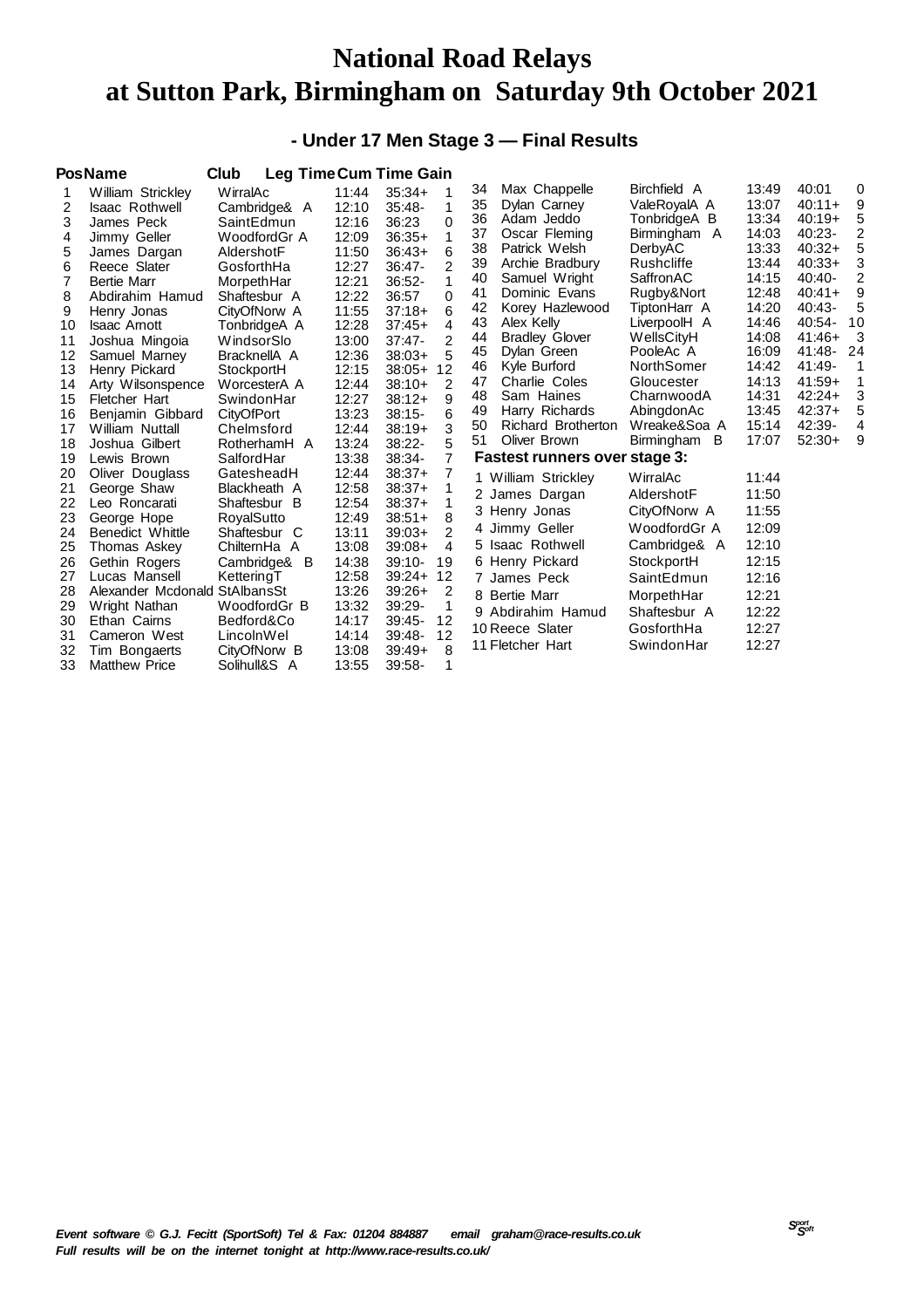# National Road Relays
# at Sutton Park, Birmingham on Saturday 9th October 2021

## - Under 17 Men Stage 3 — Final Results

| Pos | Name | Club | Leg Time | Cum Time | Gain |
|---|---|---|---|---|---|
| 1 | William Strickley | WirralAc | 11:44 | 35:34+ | 1 |
| 2 | Isaac Rothwell | Cambridge& A | 12:10 | 35:48- | 1 |
| 3 | James Peck | SaintEdmun | 12:16 | 36:23 | 0 |
| 4 | Jimmy Geller | WoodfordGr A | 12:09 | 36:35+ | 1 |
| 5 | James Dargan | AldershotF | 11:50 | 36:43+ | 6 |
| 6 | Reece Slater | GosforthHa | 12:27 | 36:47- | 2 |
| 7 | Bertie Marr | MorpethHar | 12:21 | 36:52- | 1 |
| 8 | Abdirahim Hamud | Shaftesbur A | 12:22 | 36:57 | 0 |
| 9 | Henry Jonas | CityOfNorw A | 11:55 | 37:18+ | 6 |
| 10 | Isaac Arnott | TonbridgeA A | 12:28 | 37:45+ | 4 |
| 11 | Joshua Mingoia | WindsorSlo | 13:00 | 37:47- | 2 |
| 12 | Samuel Marney | BracknellA A | 12:36 | 38:03+ | 5 |
| 13 | Henry Pickard | StockportH | 12:15 | 38:05+ | 12 |
| 14 | Arty Wilsonspence | WorcesterA A | 12:44 | 38:10+ | 2 |
| 15 | Fletcher Hart | SwindonHar | 12:27 | 38:12+ | 9 |
| 16 | Benjamin Gibbard | CityOfPort | 13:23 | 38:15- | 6 |
| 17 | William Nuttall | Chelmsford | 12:44 | 38:19+ | 3 |
| 18 | Joshua Gilbert | RotherhamH A | 13:24 | 38:22- | 5 |
| 19 | Lewis Brown | SalfordHar | 13:38 | 38:34- | 7 |
| 20 | Oliver Douglass | GatesheadH | 12:44 | 38:37+ | 7 |
| 21 | George Shaw | Blackheath A | 12:58 | 38:37+ | 1 |
| 22 | Leo Roncarati | Shaftesbur B | 12:54 | 38:37+ | 1 |
| 23 | George Hope | RoyalSutto | 12:49 | 38:51+ | 8 |
| 24 | Benedict Whittle | Shaftesbur C | 13:11 | 39:03+ | 2 |
| 25 | Thomas Askey | ChilternHa A | 13:08 | 39:08+ | 4 |
| 26 | Gethin Rogers | Cambridge& B | 14:38 | 39:10- | 19 |
| 27 | Lucas Mansell | KetteringT | 12:58 | 39:24+ | 12 |
| 28 | Alexander Mcdonald | StAlbansSt | 13:26 | 39:26+ | 2 |
| 29 | Wright Nathan | WoodfordGr B | 13:32 | 39:29- | 1 |
| 30 | Ethan Cairns | Bedford&Co | 14:17 | 39:45- | 12 |
| 31 | Cameron West | LincolnWel | 14:14 | 39:48- | 12 |
| 32 | Tim Bongaerts | CityOfNorw B | 13:08 | 39:49+ | 8 |
| 33 | Matthew Price | Solihull&S A | 13:55 | 39:58- | 1 |
| 34 | Max Chappelle | Birchfield A | 13:49 | 40:01 | 0 |
| 35 | Dylan Carney | ValeRoyalA A | 13:07 | 40:11+ | 9 |
| 36 | Adam Jeddo | TonbridgeA B | 13:34 | 40:19+ | 5 |
| 37 | Oscar Fleming | Birmingham A | 14:03 | 40:23- | 2 |
| 38 | Patrick Welsh | DerbyAC | 13:33 | 40:32+ | 5 |
| 39 | Archie Bradbury | Rushcliffe | 13:44 | 40:33+ | 3 |
| 40 | Samuel Wright | SaffronAC | 14:15 | 40:40- | 2 |
| 41 | Dominic Evans | Rugby&Nort | 12:48 | 40:41+ | 9 |
| 42 | Korey Hazlewood | TiptonHarr A | 14:20 | 40:43- | 5 |
| 43 | Alex Kelly | LiverpoolH A | 14:46 | 40:54- | 10 |
| 44 | Bradley Glover | WellsCityH | 14:08 | 41:46+ | 3 |
| 45 | Dylan Green | PooleAc A | 16:09 | 41:48- | 24 |
| 46 | Kyle Burford | NorthSomer | 14:42 | 41:49- | 1 |
| 47 | Charlie Coles | Gloucester | 14:13 | 41:59+ | 1 |
| 48 | Sam Haines | CharnwoodA | 14:31 | 42:24+ | 3 |
| 49 | Harry Richards | AbingdonAc | 13:45 | 42:37+ | 5 |
| 50 | Richard Brotherton | Wreake&Soa A | 15:14 | 42:39- | 4 |
| 51 | Oliver Brown | Birmingham B | 17:07 | 52:30+ | 9 |

### Fastest runners over stage 3:

| | Name | Club | Time |
|---|---|---|---|
| 1 | William Strickley | WirralAc | 11:44 |
| 2 | James Dargan | AldershotF | 11:50 |
| 3 | Henry Jonas | CityOfNorw A | 11:55 |
| 4 | Jimmy Geller | WoodfordGr A | 12:09 |
| 5 | Isaac Rothwell | Cambridge& A | 12:10 |
| 6 | Henry Pickard | StockportH | 12:15 |
| 7 | James Peck | SaintEdmun | 12:16 |
| 8 | Bertie Marr | MorpethHar | 12:21 |
| 9 | Abdirahim Hamud | Shaftesbur A | 12:22 |
| 10 | Reece Slater | GosforthHa | 12:27 |
| 11 | Fletcher Hart | SwindonHar | 12:27 |

*Event software © G.J. Fecitt (SportSoft) Tel & Fax: 01204 884887 email graham@race-results.co.uk*
*Full results will be on the internet tonight at http://www.race-results.co.uk/*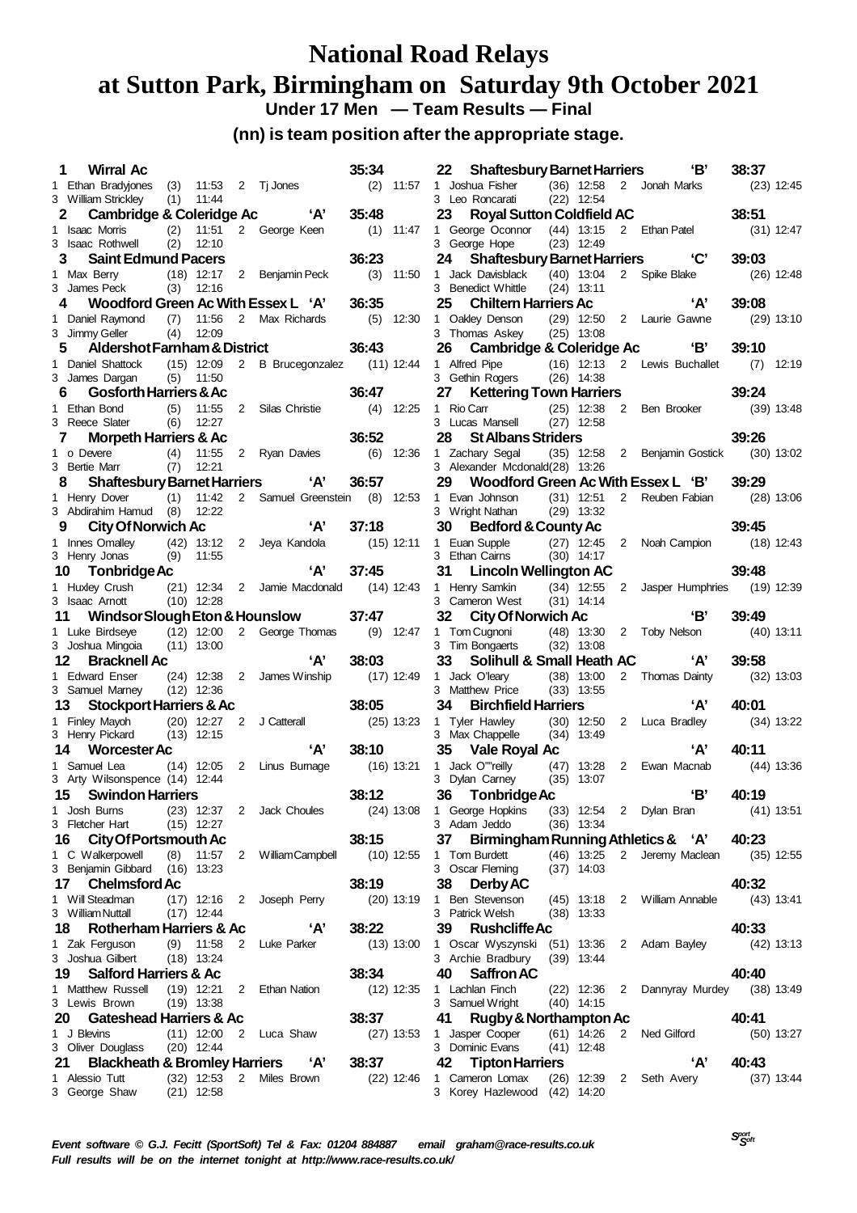# National Road Relays

# at Sutton Park, Birmingham on Saturday 9th October 2021

**Under 17 Men — Team Results — Final**

**(nn) is team position after the appropriate stage.**

**1 Wirral Ac** 35:34
1 Ethan Bradyjones (3) 11:53 2 Tj Jones (2) 11:57
3 William Strickley (1) 11:44

**2 Cambridge & Coleridge Ac 'A'** 35:48
1 Isaac Morris (2) 11:51 2 George Keen (1) 11:47
3 Isaac Rothwell (2) 12:10

**3 Saint Edmund Pacers** 36:23
1 Max Berry (18) 12:17 2 Benjamin Peck (3) 11:50
3 James Peck (3) 12:16

**4 Woodford Green Ac With Essex L 'A'** 36:35
1 Daniel Raymond (7) 11:56 2 Max Richards (5) 12:30
3 Jimmy Geller (4) 12:09

**5 Aldershot Farnham & District** 36:43
1 Daniel Shattock (15) 12:09 2 B Brucegonzalez (11) 12:44
3 James Dargan (5) 11:50

**6 Gosforth Harriers & Ac** 36:47
1 Ethan Bond (5) 11:55 2 Silas Christie (4) 12:25
3 Reece Slater (6) 12:27

**7 Morpeth Harriers & Ac** 36:52
1 o Devere (4) 11:55 2 Ryan Davies (6) 12:36
3 Bertie Marr (7) 12:21

**8 Shaftesbury Barnet Harriers 'A'** 36:57
1 Henry Dover (1) 11:42 2 Samuel Greenstein (8) 12:53
3 Abdirahim Hamud (8) 12:22

**9 City Of Norwich Ac 'A'** 37:18
1 Innes Omalley (42) 13:12 2 Jeya Kandola (15) 12:11
3 Henry Jonas (9) 11:55

**10 Tonbridge Ac 'A'** 37:45
1 Huxley Crush (21) 12:34 2 Jamie Macdonald (14) 12:43
3 Isaac Arnott (10) 12:28

**11 Windsor Slough Eton & Hounslow** 37:47
1 Luke Birdseye (12) 12:00 2 George Thomas (9) 12:47
3 Joshua Mingoia (11) 13:00

**12 Bracknell Ac 'A'** 38:03
1 Edward Enser (24) 12:38 2 James Winship (17) 12:49
3 Samuel Marney (12) 12:36

**13 Stockport Harriers & Ac** 38:05
1 Finley Mayoh (20) 12:27 2 J Catterall (25) 13:23
3 Henry Pickard (13) 12:15

**14 Worcester Ac 'A'** 38:10
1 Samuel Lea (14) 12:05 2 Linus Burnage (16) 13:21
3 Arty Wilsonspence (14) 12:44

**15 Swindon Harriers** 38:12
1 Josh Burns (23) 12:37 2 Jack Choules (24) 13:08
3 Fletcher Hart (15) 12:27

**16 City Of Portsmouth Ac** 38:15
1 C Walkerpowell (8) 11:57 2 William Campbell (10) 12:55
3 Benjamin Gibbard (16) 13:23

**17 Chelmsford Ac** 38:19
1 Will Steadman (17) 12:16 2 Joseph Perry (20) 13:19
3 William Nuttall (17) 12:44

**18 Rotherham Harriers & Ac 'A'** 38:22
1 Zak Ferguson (9) 11:58 2 Luke Parker (13) 13:00
3 Joshua Gilbert (18) 13:24

**19 Salford Harriers & Ac** 38:34
1 Matthew Russell (19) 12:21 2 Ethan Nation (12) 12:35
3 Lewis Brown (19) 13:38

**20 Gateshead Harriers & Ac** 38:37
1 J Blevins (11) 12:00 2 Luca Shaw (27) 13:53
3 Oliver Douglass (20) 12:44

**21 Blackheath & Bromley Harriers 'A'** 38:37
1 Alessio Tutt (32) 12:53 2 Miles Brown (22) 12:46
3 George Shaw (21) 12:58

**22 Shaftesbury Barnet Harriers 'B'** 38:37
1 Joshua Fisher (36) 12:58 2 Jonah Marks (23) 12:45
3 Leo Roncarati (22) 12:54

**23 Royal Sutton Coldfield AC** 38:51
1 George Oconnor (44) 13:15 2 Ethan Patel (31) 12:47
3 George Hope (23) 12:49

**24 Shaftesbury Barnet Harriers 'C'** 39:03
1 Jack Davisblack (40) 13:04 2 Spike Blake (26) 12:48
3 Benedict Whittle (24) 13:11

**25 Chiltern Harriers Ac 'A'** 39:08
1 Oakley Denson (29) 12:50 2 Laurie Gawne (29) 13:10
3 Thomas Askey (25) 13:08

**26 Cambridge & Coleridge Ac 'B'** 39:10
1 Alfred Pipe (16) 12:13 2 Lewis Buchallet (7) 12:19
3 Gethin Rogers (26) 14:38

**27 Kettering Town Harriers** 39:24
1 Rio Carr (25) 12:38 2 Ben Brooker (39) 13:48
3 Lucas Mansell (27) 12:58

**28 St Albans Striders** 39:26
1 Zachary Segal (35) 12:58 2 Benjamin Gostick (30) 13:02
3 Alexander Mcdonald (28) 13:26

**29 Woodford Green Ac With Essex L 'B'** 39:29
1 Evan Johnson (31) 12:51 2 Reuben Fabian (28) 13:06
3 Wright Nathan (29) 13:32

**30 Bedford & County Ac** 39:45
1 Euan Supple (27) 12:45 2 Noah Campion (18) 12:43
3 Ethan Cairns (30) 14:17

**31 Lincoln Wellington AC** 39:48
1 Henry Samkin (34) 12:55 2 Jasper Humphries (19) 12:39
3 Cameron West (31) 14:14

**32 City Of Norwich Ac 'B'** 39:49
1 Tom Cugnoni (48) 13:30 2 Toby Nelson (40) 13:11
3 Tim Bongaerts (32) 13:08

**33 Solihull & Small Heath AC 'A'** 39:58
1 Jack O'leary (38) 13:00 2 Thomas Dainty (32) 13:03
3 Matthew Price (33) 13:55

**34 Birchfield Harriers 'A'** 40:01
1 Tyler Hawley (30) 12:50 2 Luca Bradley (34) 13:22
3 Max Chappelle (34) 13:49

**35 Vale Royal Ac 'A'** 40:11
1 Jack O""reilly (47) 13:28 2 Ewan Macnab (44) 13:36
3 Dylan Carney (35) 13:07

**36 Tonbridge Ac 'B'** 40:19
1 George Hopkins (33) 12:54 2 Dylan Bran (41) 13:51
3 Adam Jeddo (36) 13:34

**37 Birmingham Running Athletics & 'A'** 40:23
1 Tom Burdett (46) 13:25 2 Jeremy Maclean (35) 12:55
3 Oscar Fleming (37) 14:03

**38 Derby AC** 40:32
1 Ben Stevenson (45) 13:18 2 William Annable (43) 13:41
3 Patrick Welsh (38) 13:33

**39 Rushcliffe Ac** 40:33
1 Oscar Wyszynski (51) 13:36 2 Adam Bayley (42) 13:13
3 Archie Bradbury (39) 13:44

**40 Saffron AC** 40:40
1 Lachlan Finch (22) 12:36 2 Dannyray Murdey (38) 13:49
3 Samuel Wright (40) 14:15

**41 Rugby & Northampton Ac** 40:41
1 Jasper Cooper (61) 14:26 2 Ned Gilford (50) 13:27
3 Dominic Evans (41) 12:48

**42 Tipton Harriers 'A'** 40:43
1 Cameron Lomax (26) 12:39 2 Seth Avery (37) 13:44
3 Korey Hazlewood (42) 14:20

*Event software © G.J. Fecitt (SportSoft) Tel & Fax: 01204 884887 email graham@race-results.co.uk*
*Full results will be on the internet tonight at http://www.race-results.co.uk/*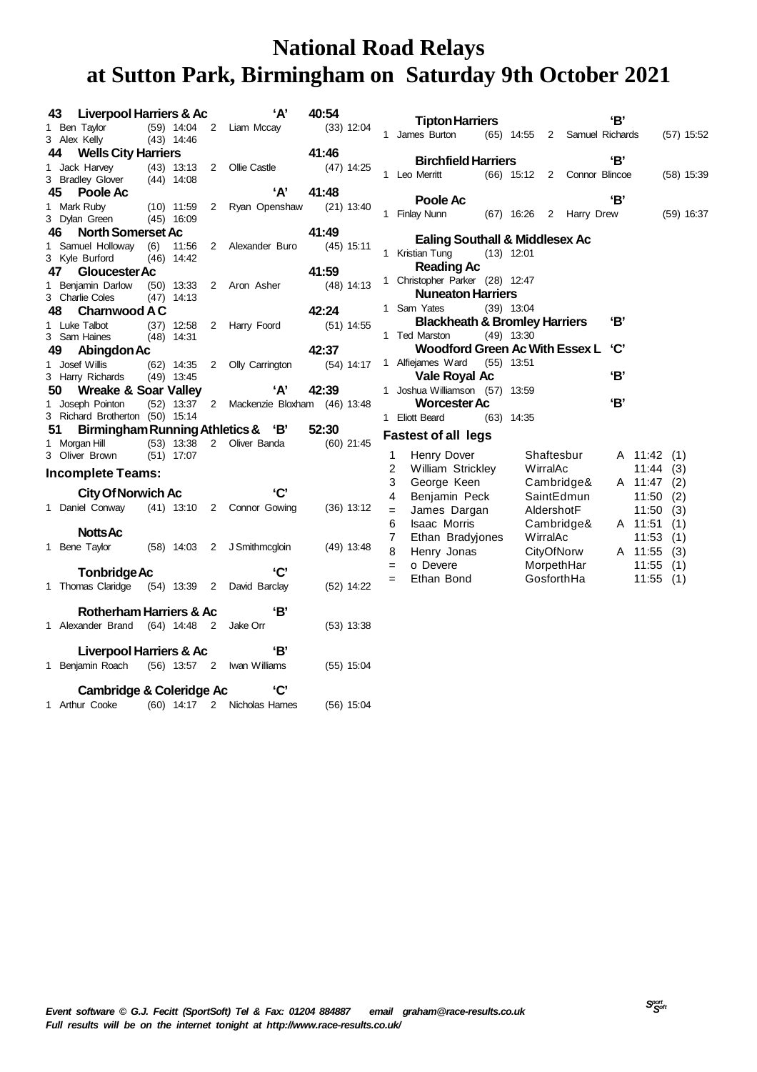# National Road Relays at Sutton Park, Birmingham on Saturday 9th October 2021

**43 Liverpool Harriers & Ac 'A' 40:54**
1 Ben Taylor (59) 14:04 2 Liam Mccay (33) 12:04
3 Alex Kelly (43) 14:46

**44 Wells City Harriers 41:46**
1 Jack Harvey (43) 13:13 2 Ollie Castle (47) 14:25
3 Bradley Glover (44) 14:08

**45 Poole Ac 'A' 41:48**
1 Mark Ruby (10) 11:59 2 Ryan Openshaw (21) 13:40
3 Dylan Green (45) 16:09

**46 North Somerset Ac 41:49**
1 Samuel Holloway (6) 11:56 2 Alexander Buro (45) 15:11
3 Kyle Burford (46) 14:42

**47 Gloucester Ac 41:59**
1 Benjamin Darlow (50) 13:33 2 Aron Asher (48) 14:13
3 Charlie Coles (47) 14:13

**48 Charnwood A C 42:24**
1 Luke Talbot (37) 12:58 2 Harry Foord (51) 14:55
3 Sam Haines (48) 14:31

**49 Abingdon Ac 42:37**
1 Josef Willis (62) 14:35 2 Olly Carrington (54) 14:17
3 Harry Richards (49) 13:45

**50 Wreake & Soar Valley 'A' 42:39**
1 Joseph Pointon (52) 13:37 2 Mackenzie Bloxham (46) 13:48
3 Richard Brotherton (50) 15:14

**51 Birmingham Running Athletics & 'B' 52:30**
1 Morgan Hill (53) 13:38 2 Oliver Banda (60) 21:45
3 Oliver Brown (51) 17:07

## Incomplete Teams:

**City Of Norwich Ac 'C'**
1 Daniel Conway (41) 13:10 2 Connor Gowing (36) 13:12

**Notts Ac**
1 Bene Taylor (58) 14:03 2 J Smithmcgloin (49) 13:48

**Tonbridge Ac 'C'**
1 Thomas Claridge (54) 13:39 2 David Barclay (52) 14:22

**Rotherham Harriers & Ac 'B'**
1 Alexander Brand (64) 14:48 2 Jake Orr (53) 13:38

**Liverpool Harriers & Ac 'B'**
1 Benjamin Roach (56) 13:57 2 Iwan Williams (55) 15:04

**Cambridge & Coleridge Ac 'C'**
1 Arthur Cooke (60) 14:17 2 Nicholas Hames (56) 15:04

**Tipton Harriers 'B'**
1 James Burton (65) 14:55 2 Samuel Richards (57) 15:52

**Birchfield Harriers 'B'**
1 Leo Merritt (66) 15:12 2 Connor Blincoe (58) 15:39

**Poole Ac 'B'**
1 Finlay Nunn (67) 16:26 2 Harry Drew (59) 16:37

**Ealing Southall & Middlesex Ac**
1 Kristian Tung (13) 12:01

**Reading Ac**
1 Christopher Parker (28) 12:47

**Nuneaton Harriers**
1 Sam Yates (39) 13:04

**Blackheath & Bromley Harriers 'B'**
1 Ted Marston (49) 13:30

**Woodford Green Ac With Essex L 'C'**
1 Alfiejames Ward (55) 13:51

**Vale Royal Ac 'B'**
1 Joshua Williamson (57) 13:59

**Worcester Ac 'B'**
1 Eliott Beard (63) 14:35

## Fastest of all legs

| | | | | | |
|---|---|---|---|---|---|
| 1 | Henry Dover | Shaftesbur | A | 11:42 | (1) |
| 2 | William Strickley | WirralAc | | 11:44 | (3) |
| 3 | George Keen | Cambridge& | A | 11:47 | (2) |
| 4 | Benjamin Peck | SaintEdmun | | 11:50 | (2) |
| = | James Dargan | AldershotF | | 11:50 | (3) |
| 6 | Isaac Morris | Cambridge& | A | 11:51 | (1) |
| 7 | Ethan Bradyjones | WirralAc | | 11:53 | (1) |
| 8 | Henry Jonas | CityOfNorw | A | 11:55 | (3) |
| = | o Devere | MorpethHar | | 11:55 | (1) |
| = | Ethan Bond | GosforthHa | | 11:55 | (1) |

*Event software © G.J. Fecitt (SportSoft) Tel & Fax: 01204 884887 email graham@race-results.co.uk*
*Full results will be on the internet tonight at http://www.race-results.co.uk/*